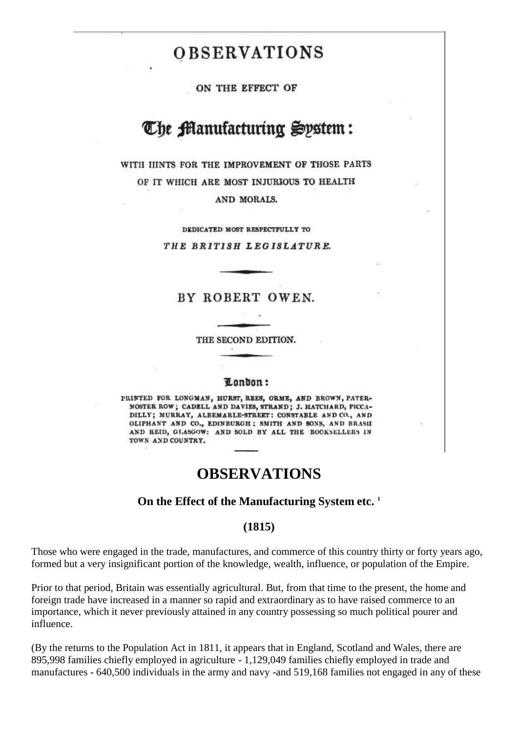# OBSERVATIONS

ON THE EFFECT OF

# The Manufacturing System:

WITH HINTS FOR THE IMPROVEMENT OF THOSE PARTS OF IT WHICH ARE MOST INJURIOUS TO HEALTH AND MORALS.

DEDICATED MOST RESPECTFULLY TO

*THE BRITISH LEGISLATURE.*

BY ROBERT OWEN.

THE SECOND EDITION.

London:

PRINTED FOR LONGMAN, HURST, REES, ORME, AND BROWN, PATERNOSTER ROW; CADELL AND DAVIES, STRAND; J. HATCHARD, PICCADILLY; MURRAY, ALBEMARLE-STREET: CONSTABLE AND CO., AND OLIPHANT AND CO., EDINBURGH: SMITH AND SONS, AND BRASH AND REID, GLASGOW: AND SOLD BY ALL THE BOOKSELLERS IN TOWN AND COUNTRY.

# OBSERVATIONS

### On the Effect of the Manufacturing System etc. [1]

### (1815)

Those who were engaged in the trade, manufactures, and commerce of this country thirty or forty years ago, formed but a very insignificant portion of the knowledge, wealth, influence, or population of the Empire.

Prior to that period, Britain was essentially agricultural. But, from that time to the present, the home and foreign trade have increased in a manner so rapid and extraordinary as to have raised commerce to an importance, which it never previously attained in any country possessing so much political pourer and influence.

(By the returns to the Population Act in 1811, it appears that in England, Scotland and Wales, there are 895,998 families chiefly employed in agriculture - 1,129,049 families chiefly employed in trade and manufactures - 640,500 individuals in the army and navy -and 519,168 families not engaged in any of these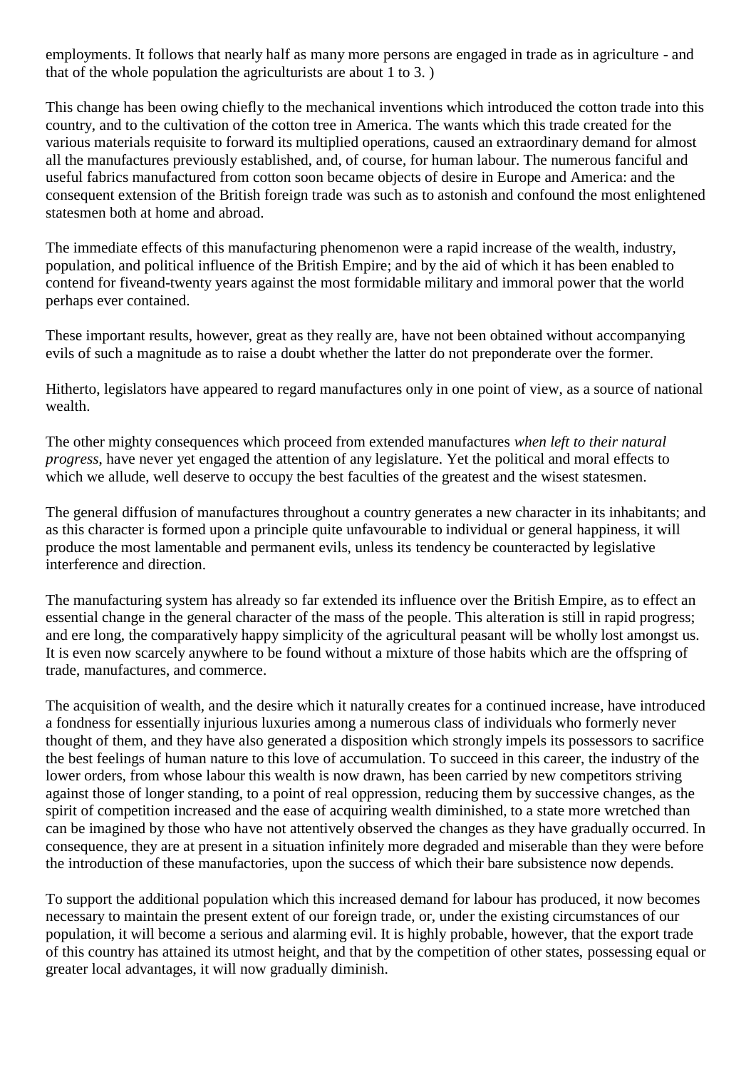employments. It follows that nearly half as many more persons are engaged in trade as in agriculture - and that of the whole population the agriculturists are about 1 to 3. )

This change has been owing chiefly to the mechanical inventions which introduced the cotton trade into this country, and to the cultivation of the cotton tree in America. The wants which this trade created for the various materials requisite to forward its multiplied operations, caused an extraordinary demand for almost all the manufactures previously established, and, of course, for human labour. The numerous fanciful and useful fabrics manufactured from cotton soon became objects of desire in Europe and America: and the consequent extension of the British foreign trade was such as to astonish and confound the most enlightened statesmen both at home and abroad.

The immediate effects of this manufacturing phenomenon were a rapid increase of the wealth, industry, population, and political influence of the British Empire; and by the aid of which it has been enabled to contend for fiveand-twenty years against the most formidable military and immoral power that the world perhaps ever contained.

These important results, however, great as they really are, have not been obtained without accompanying evils of such a magnitude as to raise a doubt whether the latter do not preponderate over the former.

Hitherto, legislators have appeared to regard manufactures only in one point of view, as a source of national wealth.

The other mighty consequences which proceed from extended manufactures *when left to their natural progress*, have never yet engaged the attention of any legislature. Yet the political and moral effects to which we allude, well deserve to occupy the best faculties of the greatest and the wisest statesmen.

The general diffusion of manufactures throughout a country generates a new character in its inhabitants; and as this character is formed upon a principle quite unfavourable to individual or general happiness, it will produce the most lamentable and permanent evils, unless its tendency be counteracted by legislative interference and direction.

The manufacturing system has already so far extended its influence over the British Empire, as to effect an essential change in the general character of the mass of the people. This alteration is still in rapid progress; and ere long, the comparatively happy simplicity of the agricultural peasant will be wholly lost amongst us. It is even now scarcely anywhere to be found without a mixture of those habits which are the offspring of trade, manufactures, and commerce.

The acquisition of wealth, and the desire which it naturally creates for a continued increase, have introduced a fondness for essentially injurious luxuries among a numerous class of individuals who formerly never thought of them, and they have also generated a disposition which strongly impels its possessors to sacrifice the best feelings of human nature to this love of accumulation. To succeed in this career, the industry of the lower orders, from whose labour this wealth is now drawn, has been carried by new competitors striving against those of longer standing, to a point of real oppression, reducing them by successive changes, as the spirit of competition increased and the ease of acquiring wealth diminished, to a state more wretched than can be imagined by those who have not attentively observed the changes as they have gradually occurred. In consequence, they are at present in a situation infinitely more degraded and miserable than they were before the introduction of these manufactories, upon the success of which their bare subsistence now depends.

To support the additional population which this increased demand for labour has produced, it now becomes necessary to maintain the present extent of our foreign trade, or, under the existing circumstances of our population, it will become a serious and alarming evil. It is highly probable, however, that the export trade of this country has attained its utmost height, and that by the competition of other states, possessing equal or greater local advantages, it will now gradually diminish.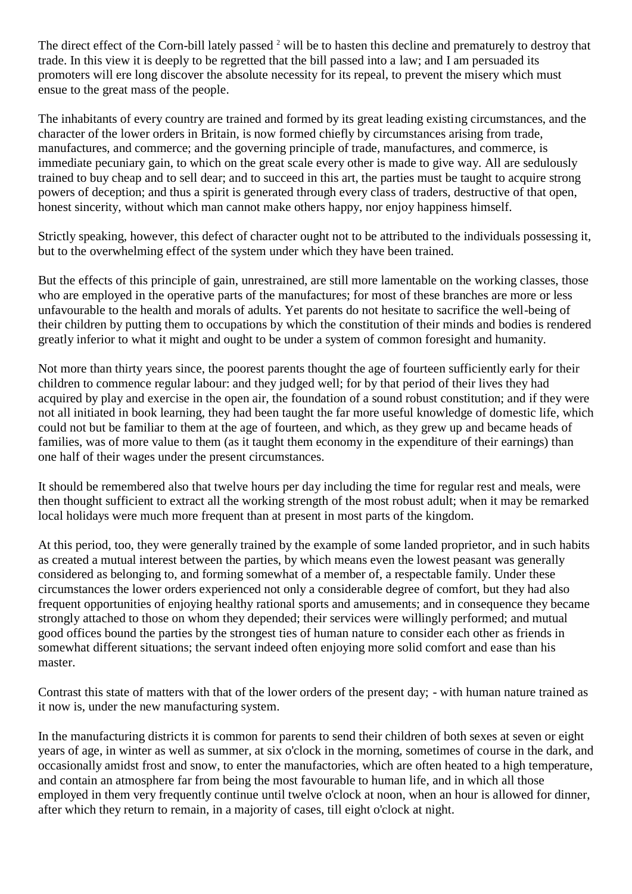The direct effect of the Corn-bill lately passed [2] will be to hasten this decline and prematurely to destroy that trade. In this view it is deeply to be regretted that the bill passed into a law; and I am persuaded its promoters will ere long discover the absolute necessity for its repeal, to prevent the misery which must ensue to the great mass of the people.

The inhabitants of every country are trained and formed by its great leading existing circumstances, and the character of the lower orders in Britain, is now formed chiefly by circumstances arising from trade, manufactures, and commerce; and the governing principle of trade, manufactures, and commerce, is immediate pecuniary gain, to which on the great scale every other is made to give way. All are sedulously trained to buy cheap and to sell dear; and to succeed in this art, the parties must be taught to acquire strong powers of deception; and thus a spirit is generated through every class of traders, destructive of that open, honest sincerity, without which man cannot make others happy, nor enjoy happiness himself.

Strictly speaking, however, this defect of character ought not to be attributed to the individuals possessing it, but to the overwhelming effect of the system under which they have been trained.

But the effects of this principle of gain, unrestrained, are still more lamentable on the working classes, those who are employed in the operative parts of the manufactures; for most of these branches are more or less unfavourable to the health and morals of adults. Yet parents do not hesitate to sacrifice the well-being of their children by putting them to occupations by which the constitution of their minds and bodies is rendered greatly inferior to what it might and ought to be under a system of common foresight and humanity.

Not more than thirty years since, the poorest parents thought the age of fourteen sufficiently early for their children to commence regular labour: and they judged well; for by that period of their lives they had acquired by play and exercise in the open air, the foundation of a sound robust constitution; and if they were not all initiated in book learning, they had been taught the far more useful knowledge of domestic life, which could not but be familiar to them at the age of fourteen, and which, as they grew up and became heads of families, was of more value to them (as it taught them economy in the expenditure of their earnings) than one half of their wages under the present circumstances.

It should be remembered also that twelve hours per day including the time for regular rest and meals, were then thought sufficient to extract all the working strength of the most robust adult; when it may be remarked local holidays were much more frequent than at present in most parts of the kingdom.

At this period, too, they were generally trained by the example of some landed proprietor, and in such habits as created a mutual interest between the parties, by which means even the lowest peasant was generally considered as belonging to, and forming somewhat of a member of, a respectable family. Under these circumstances the lower orders experienced not only a considerable degree of comfort, but they had also frequent opportunities of enjoying healthy rational sports and amusements; and in consequence they became strongly attached to those on whom they depended; their services were willingly performed; and mutual good offices bound the parties by the strongest ties of human nature to consider each other as friends in somewhat different situations; the servant indeed often enjoying more solid comfort and ease than his master.

Contrast this state of matters with that of the lower orders of the present day; - with human nature trained as it now is, under the new manufacturing system.

In the manufacturing districts it is common for parents to send their children of both sexes at seven or eight years of age, in winter as well as summer, at six o'clock in the morning, sometimes of course in the dark, and occasionally amidst frost and snow, to enter the manufactories, which are often heated to a high temperature, and contain an atmosphere far from being the most favourable to human life, and in which all those employed in them very frequently continue until twelve o'clock at noon, when an hour is allowed for dinner, after which they return to remain, in a majority of cases, till eight o'clock at night.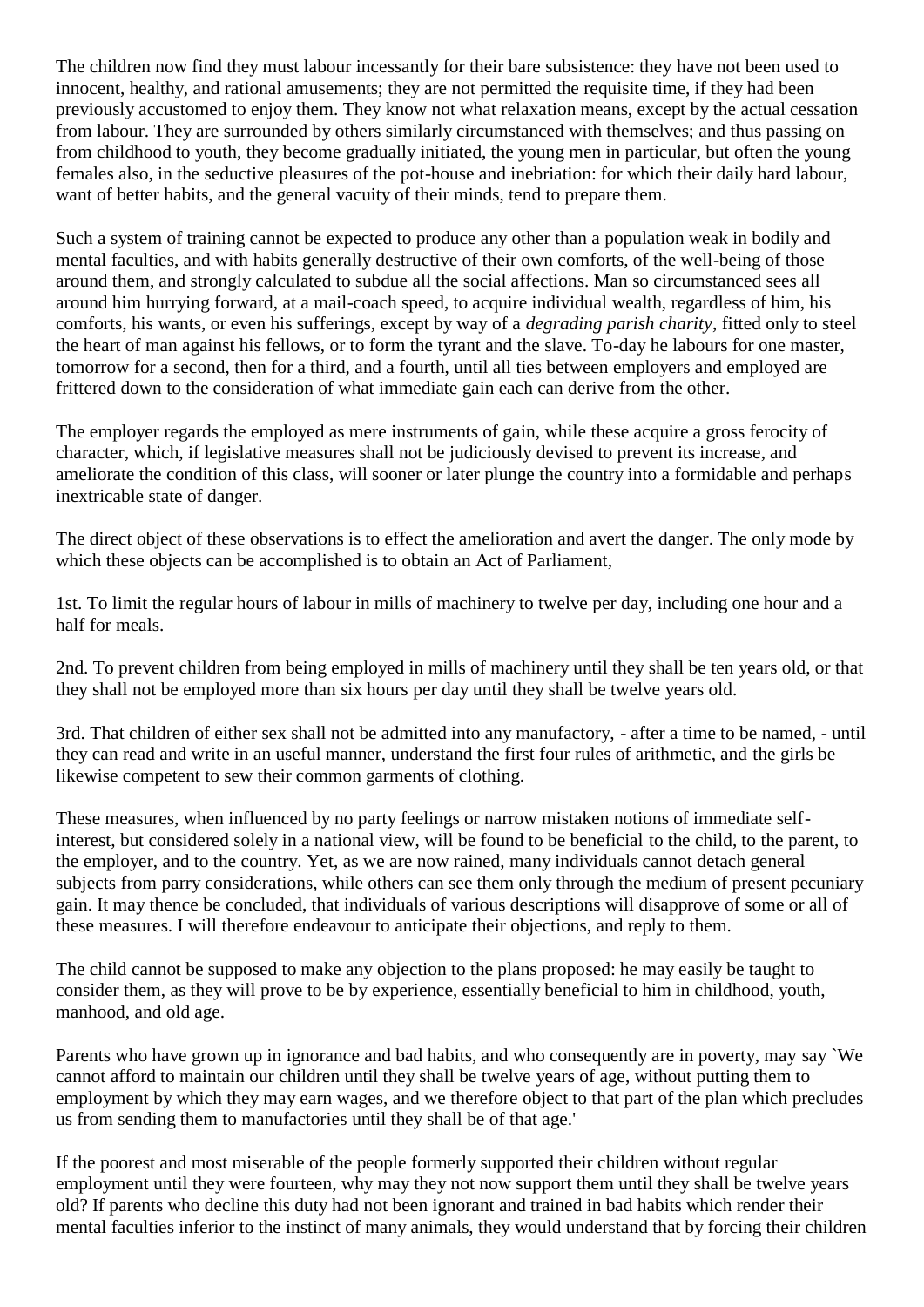The children now find they must labour incessantly for their bare subsistence: they have not been used to innocent, healthy, and rational amusements; they are not permitted the requisite time, if they had been previously accustomed to enjoy them. They know not what relaxation means, except by the actual cessation from labour. They are surrounded by others similarly circumstanced with themselves; and thus passing on from childhood to youth, they become gradually initiated, the young men in particular, but often the young females also, in the seductive pleasures of the pot-house and inebriation: for which their daily hard labour, want of better habits, and the general vacuity of their minds, tend to prepare them.

Such a system of training cannot be expected to produce any other than a population weak in bodily and mental faculties, and with habits generally destructive of their own comforts, of the well-being of those around them, and strongly calculated to subdue all the social affections. Man so circumstanced sees all around him hurrying forward, at a mail-coach speed, to acquire individual wealth, regardless of him, his comforts, his wants, or even his sufferings, except by way of a *degrading parish charity*, fitted only to steel the heart of man against his fellows, or to form the tyrant and the slave. To-day he labours for one master, tomorrow for a second, then for a third, and a fourth, until all ties between employers and employed are frittered down to the consideration of what immediate gain each can derive from the other.

The employer regards the employed as mere instruments of gain, while these acquire a gross ferocity of character, which, if legislative measures shall not be judiciously devised to prevent its increase, and ameliorate the condition of this class, will sooner or later plunge the country into a formidable and perhaps inextricable state of danger.

The direct object of these observations is to effect the amelioration and avert the danger. The only mode by which these objects can be accomplished is to obtain an Act of Parliament,

1st. To limit the regular hours of labour in mills of machinery to twelve per day, including one hour and a half for meals.

2nd. To prevent children from being employed in mills of machinery until they shall be ten years old, or that they shall not be employed more than six hours per day until they shall be twelve years old.

3rd. That children of either sex shall not be admitted into any manufactory, - after a time to be named, - until they can read and write in an useful manner, understand the first four rules of arithmetic, and the girls be likewise competent to sew their common garments of clothing.

These measures, when influenced by no party feelings or narrow mistaken notions of immediate self-interest, but considered solely in a national view, will be found to be beneficial to the child, to the parent, to the employer, and to the country. Yet, as we are now rained, many individuals cannot detach general subjects from parry considerations, while others can see them only through the medium of present pecuniary gain. It may thence be concluded, that individuals of various descriptions will disapprove of some or all of these measures. I will therefore endeavour to anticipate their objections, and reply to them.

The child cannot be supposed to make any objection to the plans proposed: he may easily be taught to consider them, as they will prove to be by experience, essentially beneficial to him in childhood, youth, manhood, and old age.

Parents who have grown up in ignorance and bad habits, and who consequently are in poverty, may say `We cannot afford to maintain our children until they shall be twelve years of age, without putting them to employment by which they may earn wages, and we therefore object to that part of the plan which precludes us from sending them to manufactories until they shall be of that age.'

If the poorest and most miserable of the people formerly supported their children without regular employment until they were fourteen, why may they not now support them until they shall be twelve years old? If parents who decline this duty had not been ignorant and trained in bad habits which render their mental faculties inferior to the instinct of many animals, they would understand that by forcing their children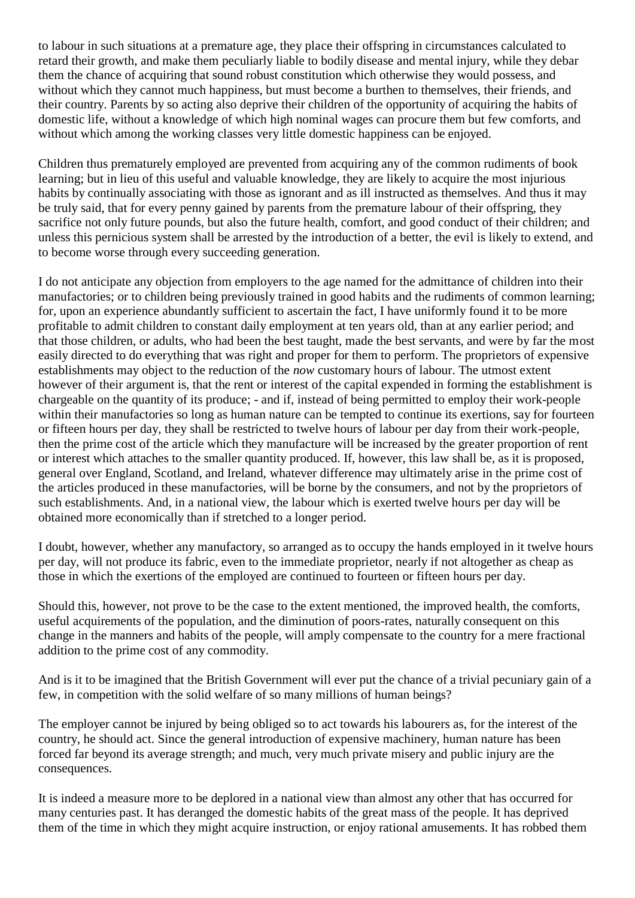to labour in such situations at a premature age, they place their offspring in circumstances calculated to retard their growth, and make them peculiarly liable to bodily disease and mental injury, while they debar them the chance of acquiring that sound robust constitution which otherwise they would possess, and without which they cannot much happiness, but must become a burthen to themselves, their friends, and their country. Parents by so acting also deprive their children of the opportunity of acquiring the habits of domestic life, without a knowledge of which high nominal wages can procure them but few comforts, and without which among the working classes very little domestic happiness can be enjoyed.

Children thus prematurely employed are prevented from acquiring any of the common rudiments of book learning; but in lieu of this useful and valuable knowledge, they are likely to acquire the most injurious habits by continually associating with those as ignorant and as ill instructed as themselves. And thus it may be truly said, that for every penny gained by parents from the premature labour of their offspring, they sacrifice not only future pounds, but also the future health, comfort, and good conduct of their children; and unless this pernicious system shall be arrested by the introduction of a better, the evil is likely to extend, and to become worse through every succeeding generation.

I do not anticipate any objection from employers to the age named for the admittance of children into their manufactories; or to children being previously trained in good habits and the rudiments of common learning; for, upon an experience abundantly sufficient to ascertain the fact, I have uniformly found it to be more profitable to admit children to constant daily employment at ten years old, than at any earlier period; and that those children, or adults, who had been the best taught, made the best servants, and were by far the most easily directed to do everything that was right and proper for them to perform. The proprietors of expensive establishments may object to the reduction of the *now* customary hours of labour. The utmost extent however of their argument is, that the rent or interest of the capital expended in forming the establishment is chargeable on the quantity of its produce; - and if, instead of being permitted to employ their work-people within their manufactories so long as human nature can be tempted to continue its exertions, say for fourteen or fifteen hours per day, they shall be restricted to twelve hours of labour per day from their work-people, then the prime cost of the article which they manufacture will be increased by the greater proportion of rent or interest which attaches to the smaller quantity produced. If, however, this law shall be, as it is proposed, general over England, Scotland, and Ireland, whatever difference may ultimately arise in the prime cost of the articles produced in these manufactories, will be borne by the consumers, and not by the proprietors of such establishments. And, in a national view, the labour which is exerted twelve hours per day will be obtained more economically than if stretched to a longer period.

I doubt, however, whether any manufactory, so arranged as to occupy the hands employed in it twelve hours per day, will not produce its fabric, even to the immediate proprietor, nearly if not altogether as cheap as those in which the exertions of the employed are continued to fourteen or fifteen hours per day.

Should this, however, not prove to be the case to the extent mentioned, the improved health, the comforts, useful acquirements of the population, and the diminution of poors-rates, naturally consequent on this change in the manners and habits of the people, will amply compensate to the country for a mere fractional addition to the prime cost of any commodity.

And is it to be imagined that the British Government will ever put the chance of a trivial pecuniary gain of a few, in competition with the solid welfare of so many millions of human beings?

The employer cannot be injured by being obliged so to act towards his labourers as, for the interest of the country, he should act. Since the general introduction of expensive machinery, human nature has been forced far beyond its average strength; and much, very much private misery and public injury are the consequences.

It is indeed a measure more to be deplored in a national view than almost any other that has occurred for many centuries past. It has deranged the domestic habits of the great mass of the people. It has deprived them of the time in which they might acquire instruction, or enjoy rational amusements. It has robbed them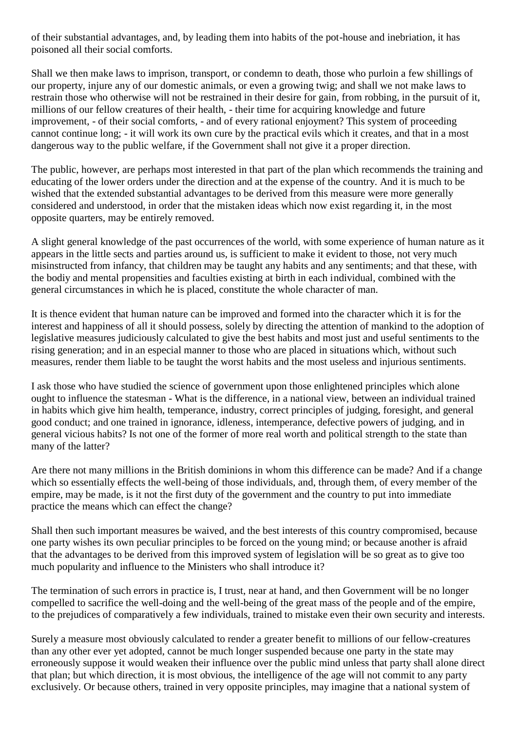of their substantial advantages, and, by leading them into habits of the pot-house and inebriation, it has poisoned all their social comforts.

Shall we then make laws to imprison, transport, or condemn to death, those who purloin a few shillings of our property, injure any of our domestic animals, or even a growing twig; and shall we not make laws to restrain those who otherwise will not be restrained in their desire for gain, from robbing, in the pursuit of it, millions of our fellow creatures of their health, - their time for acquiring knowledge and future improvement, - of their social comforts, - and of every rational enjoyment? This system of proceeding cannot continue long; - it will work its own cure by the practical evils which it creates, and that in a most dangerous way to the public welfare, if the Government shall not give it a proper direction.

The public, however, are perhaps most interested in that part of the plan which recommends the training and educating of the lower orders under the direction and at the expense of the country. And it is much to be wished that the extended substantial advantages to be derived from this measure were more generally considered and understood, in order that the mistaken ideas which now exist regarding it, in the most opposite quarters, may be entirely removed.

A slight general knowledge of the past occurrences of the world, with some experience of human nature as it appears in the little sects and parties around us, is sufficient to make it evident to those, not very much misinstructed from infancy, that children may be taught any habits and any sentiments; and that these, with the bodiy and mental propensities and faculties existing at birth in each individual, combined with the general circumstances in which he is placed, constitute the whole character of man.

It is thence evident that human nature can be improved and formed into the character which it is for the interest and happiness of all it should possess, solely by directing the attention of mankind to the adoption of legislative measures judiciously calculated to give the best habits and most just and useful sentiments to the rising generation; and in an especial manner to those who are placed in situations which, without such measures, render them liable to be taught the worst habits and the most useless and injurious sentiments.

I ask those who have studied the science of government upon those enlightened principles which alone ought to influence the statesman - What is the difference, in a national view, between an individual trained in habits which give him health, temperance, industry, correct principles of judging, foresight, and general good conduct; and one trained in ignorance, idleness, intemperance, defective powers of judging, and in general vicious habits? Is not one of the former of more real worth and political strength to the state than many of the latter?

Are there not many millions in the British dominions in whom this difference can be made? And if a change which so essentially effects the well-being of those individuals, and, through them, of every member of the empire, may be made, is it not the first duty of the government and the country to put into immediate practice the means which can effect the change?

Shall then such important measures be waived, and the best interests of this country compromised, because one party wishes its own peculiar principles to be forced on the young mind; or because another is afraid that the advantages to be derived from this improved system of legislation will be so great as to give too much popularity and influence to the Ministers who shall introduce it?

The termination of such errors in practice is, I trust, near at hand, and then Government will be no longer compelled to sacrifice the well-doing and the well-being of the great mass of the people and of the empire, to the prejudices of comparatively a few individuals, trained to mistake even their own security and interests.

Surely a measure most obviously calculated to render a greater benefit to millions of our fellow-creatures than any other ever yet adopted, cannot be much longer suspended because one party in the state may erroneously suppose it would weaken their influence over the public mind unless that party shall alone direct that plan; but which direction, it is most obvious, the intelligence of the age will not commit to any party exclusively. Or because others, trained in very opposite principles, may imagine that a national system of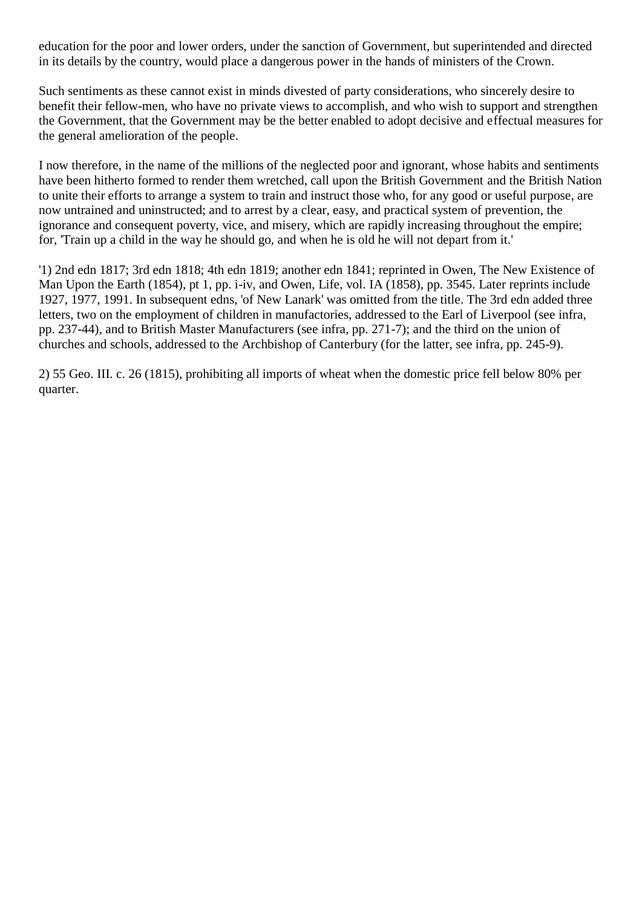education for the poor and lower orders, under the sanction of Government, but superintended and directed in its details by the country, would place a dangerous power in the hands of ministers of the Crown.

Such sentiments as these cannot exist in minds divested of party considerations, who sincerely desire to benefit their fellow-men, who have no private views to accomplish, and who wish to support and strengthen the Government, that the Government may be the better enabled to adopt decisive and effectual measures for the general amelioration of the people.

I now therefore, in the name of the millions of the neglected poor and ignorant, whose habits and sentiments have been hitherto formed to render them wretched, call upon the British Government and the British Nation to unite their efforts to arrange a system to train and instruct those who, for any good or useful purpose, are now untrained and uninstructed; and to arrest by a clear, easy, and practical system of prevention, the ignorance and consequent poverty, vice, and misery, which are rapidly increasing throughout the empire; for, 'Train up a child in the way he should go, and when he is old he will not depart from it.'

'1) 2nd edn 1817; 3rd edn 1818; 4th edn 1819; another edn 1841; reprinted in Owen, The New Existence of Man Upon the Earth (1854), pt 1, pp. i-iv, and Owen, Life, vol. IA (1858), pp. 3545. Later reprints include 1927, 1977, 1991. In subsequent edns, 'of New Lanark' was omitted from the title. The 3rd edn added three letters, two on the employment of children in manufactories, addressed to the Earl of Liverpool (see infra, pp. 237-44), and to British Master Manufacturers (see infra, pp. 271-7); and the third on the union of churches and schools, addressed to the Archbishop of Canterbury (for the latter, see infra, pp. 245-9).

2) 55 Geo. III. c. 26 (1815), prohibiting all imports of wheat when the domestic price fell below 80% per quarter.